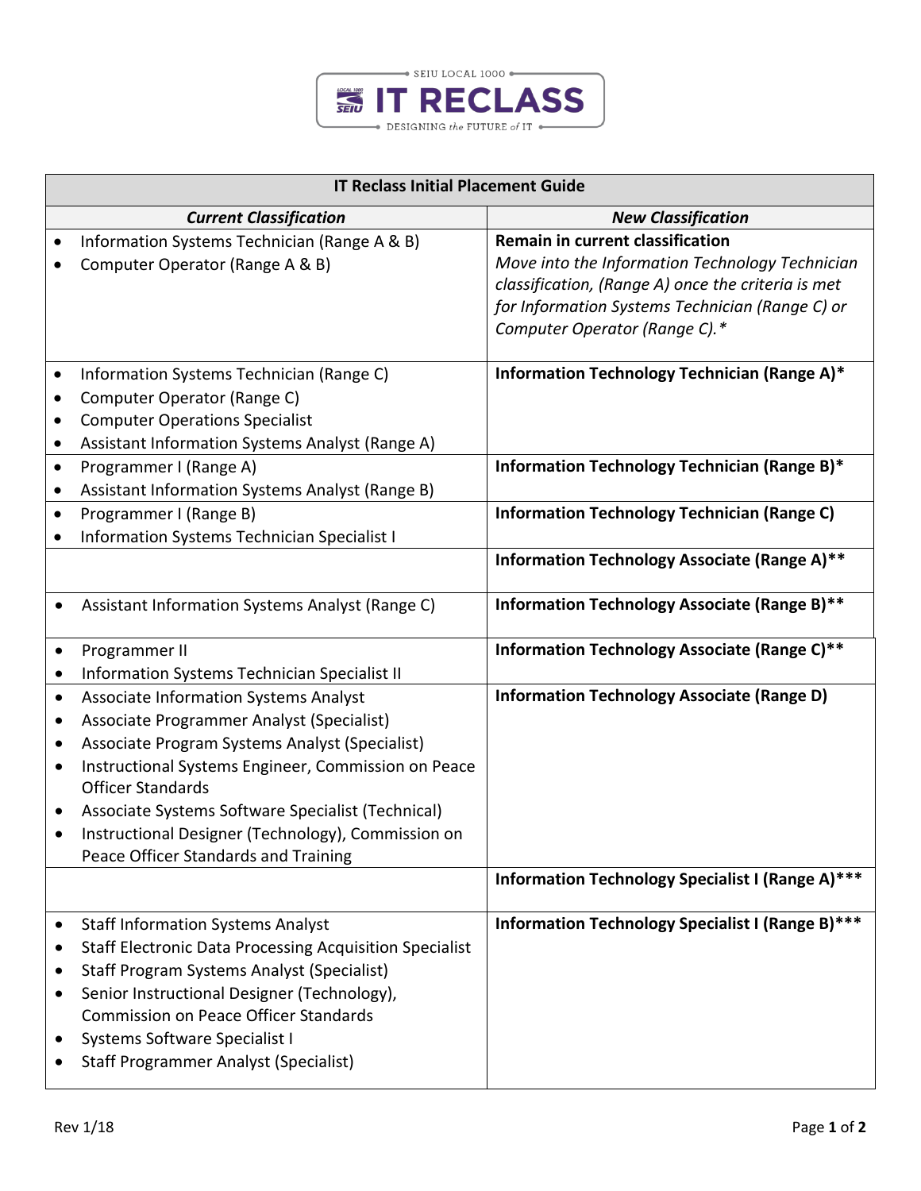SEIU LOCAL 1000

# IT RECLASS

DESIGNING *the* FUTURE *of* IT

| IT Reclass Initial Placement Guide | |
|---|---|
| ***Current Classification*** | ***New Classification*** |
| • Information Systems Technician (Range A & B)<br>• Computer Operator (Range A & B) | **Remain in current classification**<br>*Move into the Information Technology Technician classification, (Range A) once the criteria is met for Information Systems Technician (Range C) or Computer Operator (Range C).** |
| • Information Systems Technician (Range C)<br>• Computer Operator (Range C)<br>• Computer Operations Specialist<br>• Assistant Information Systems Analyst (Range A) | **Information Technology Technician (Range A)*** |
| • Programmer I (Range A)<br>• Assistant Information Systems Analyst (Range B) | **Information Technology Technician (Range B)*** |
| • Programmer I (Range B)<br>• Information Systems Technician Specialist I | **Information Technology Technician (Range C)** |
| | **Information Technology Associate (Range A)**** |
| • Assistant Information Systems Analyst (Range C) | **Information Technology Associate (Range B)**** |
| • Programmer II<br>• Information Systems Technician Specialist II | **Information Technology Associate (Range C)**** |
| • Associate Information Systems Analyst<br>• Associate Programmer Analyst (Specialist)<br>• Associate Program Systems Analyst (Specialist)<br>• Instructional Systems Engineer, Commission on Peace Officer Standards<br>• Associate Systems Software Specialist (Technical)<br>• Instructional Designer (Technology), Commission on Peace Officer Standards and Training | **Information Technology Associate (Range D)** |
| | **Information Technology Specialist I (Range A)***** |
| • Staff Information Systems Analyst<br>• Staff Electronic Data Processing Acquisition Specialist<br>• Staff Program Systems Analyst (Specialist)<br>• Senior Instructional Designer (Technology), Commission on Peace Officer Standards<br>• Systems Software Specialist I<br>• Staff Programmer Analyst (Specialist) | **Information Technology Specialist I (Range B)***** |

Rev 1/18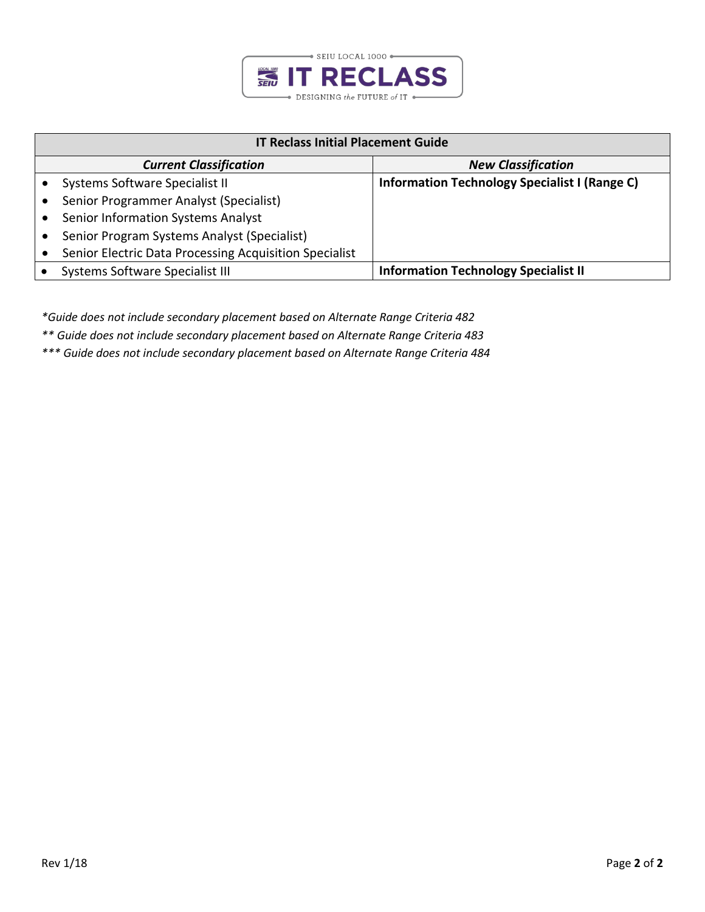| IT Reclass Initial Placement Guide | |
|---|---|
| ***Current Classification*** | ***New Classification*** |
| • Systems Software Specialist II<br>• Senior Programmer Analyst (Specialist)<br>• Senior Information Systems Analyst<br>• Senior Program Systems Analyst (Specialist)<br>• Senior Electric Data Processing Acquisition Specialist | **Information Technology Specialist I (Range C)** |
| • Systems Software Specialist III | **Information Technology Specialist II** |

*\*Guide does not include secondary placement based on Alternate Range Criteria 482*

*\*\* Guide does not include secondary placement based on Alternate Range Criteria 483*

*\*\*\* Guide does not include secondary placement based on Alternate Range Criteria 484*

Rev 1/18